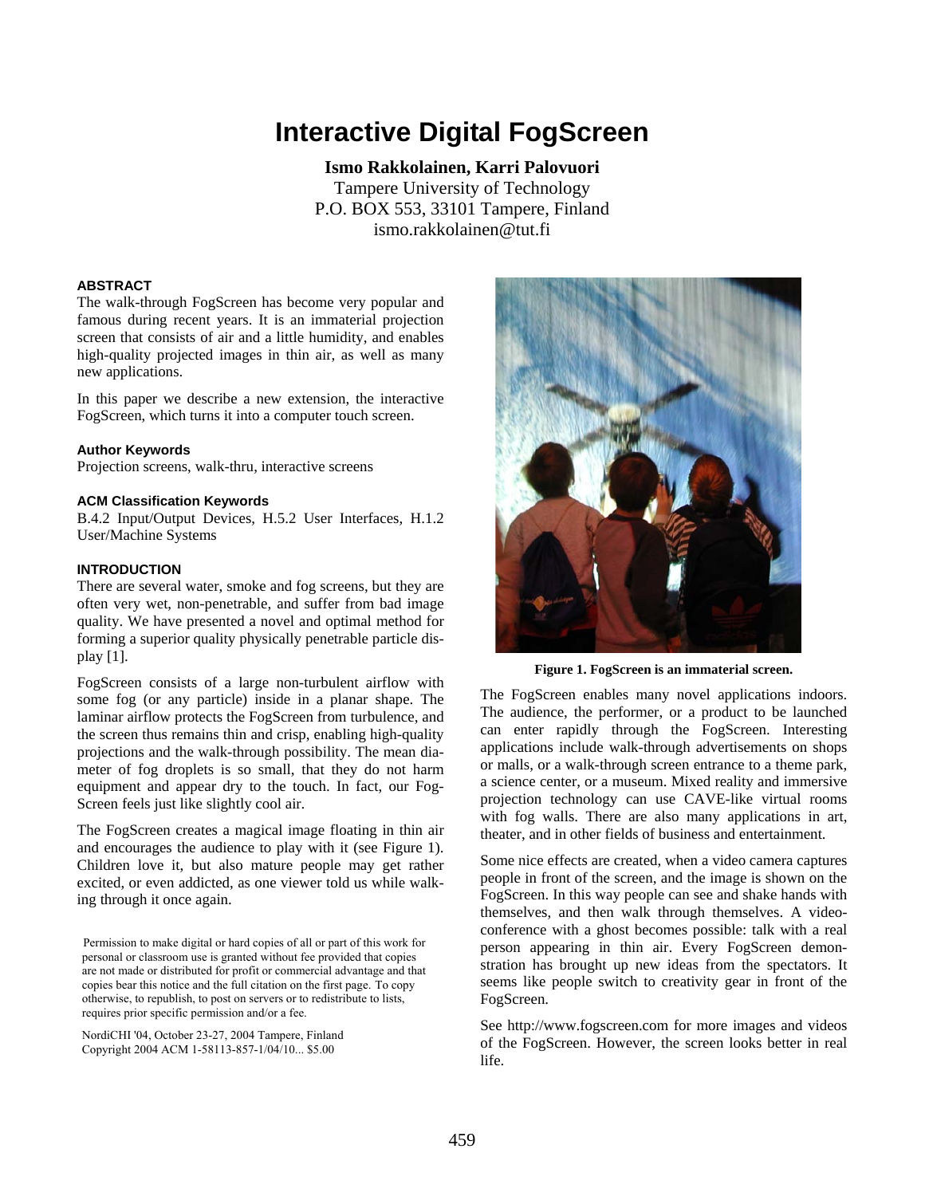# Interactive Digital FogScreen

**Ismo Rakkolainen, Karri Palovuori**
Tampere University of Technology
P.O. BOX 553, 33101 Tampere, Finland
ismo.rakkolainen@tut.fi

### ABSTRACT

The walk-through FogScreen has become very popular and famous during recent years. It is an immaterial projection screen that consists of air and a little humidity, and enables high-quality projected images in thin air, as well as many new applications.

In this paper we describe a new extension, the interactive FogScreen, which turns it into a computer touch screen.

### Author Keywords

Projection screens, walk-thru, interactive screens

### ACM Classification Keywords

B.4.2 Input/Output Devices, H.5.2 User Interfaces, H.1.2 User/Machine Systems

### INTRODUCTION

There are several water, smoke and fog screens, but they are often very wet, non-penetrable, and suffer from bad image quality. We have presented a novel and optimal method for forming a superior quality physically penetrable particle display [1].

FogScreen consists of a large non-turbulent airflow with some fog (or any particle) inside in a planar shape. The laminar airflow protects the FogScreen from turbulence, and the screen thus remains thin and crisp, enabling high-quality projections and the walk-through possibility. The mean diameter of fog droplets is so small, that they do not harm equipment and appear dry to the touch. In fact, our FogScreen feels just like slightly cool air.

The FogScreen creates a magical image floating in thin air and encourages the audience to play with it (see Figure 1). Children love it, but also mature people may get rather excited, or even addicted, as one viewer told us while walking through it once again.

Permission to make digital or hard copies of all or part of this work for personal or classroom use is granted without fee provided that copies are not made or distributed for profit or commercial advantage and that copies bear this notice and the full citation on the first page. To copy otherwise, to republish, to post on servers or to redistribute to lists, requires prior specific permission and/or a fee.

NordiCHI '04, October 23-27, 2004 Tampere, Finland
Copyright 2004 ACM 1-58113-857-1/04/10... $5.00

**Figure 1. FogScreen is an immaterial screen.**

The FogScreen enables many novel applications indoors. The audience, the performer, or a product to be launched can enter rapidly through the FogScreen. Interesting applications include walk-through advertisements on shops or malls, or a walk-through screen entrance to a theme park, a science center, or a museum. Mixed reality and immersive projection technology can use CAVE-like virtual rooms with fog walls. There are also many applications in art, theater, and in other fields of business and entertainment.

Some nice effects are created, when a video camera captures people in front of the screen, and the image is shown on the FogScreen. In this way people can see and shake hands with themselves, and then walk through themselves. A videoconference with a ghost becomes possible: talk with a real person appearing in thin air. Every FogScreen demonstration has brought up new ideas from the spectators. It seems like people switch to creativity gear in front of the FogScreen.

See http://www.fogscreen.com for more images and videos of the FogScreen. However, the screen looks better in real life.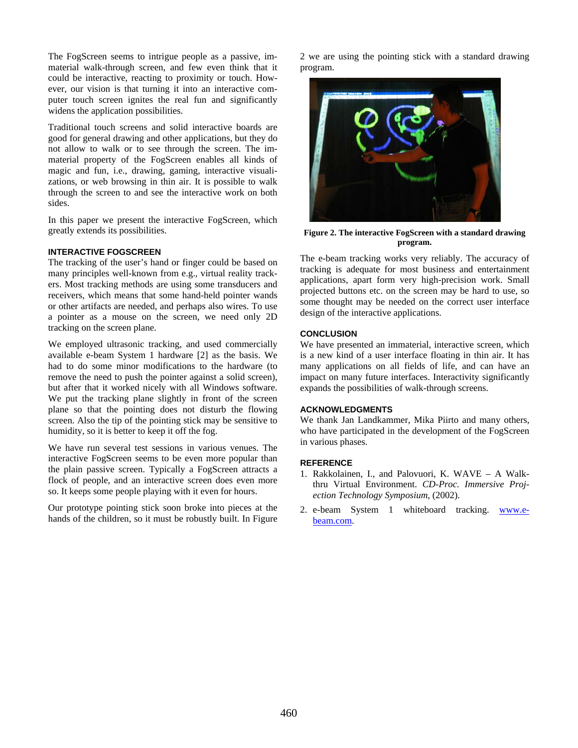The FogScreen seems to intrigue people as a passive, immaterial walk-through screen, and few even think that it could be interactive, reacting to proximity or touch. However, our vision is that turning it into an interactive computer touch screen ignites the real fun and significantly widens the application possibilities.

Traditional touch screens and solid interactive boards are good for general drawing and other applications, but they do not allow to walk or to see through the screen. The immaterial property of the FogScreen enables all kinds of magic and fun, i.e., drawing, gaming, interactive visualizations, or web browsing in thin air. It is possible to walk through the screen to and see the interactive work on both sides.

In this paper we present the interactive FogScreen, which greatly extends its possibilities.

## INTERACTIVE FOGSCREEN

The tracking of the user's hand or finger could be based on many principles well-known from e.g., virtual reality trackers. Most tracking methods are using some transducers and receivers, which means that some hand-held pointer wands or other artifacts are needed, and perhaps also wires. To use a pointer as a mouse on the screen, we need only 2D tracking on the screen plane.

We employed ultrasonic tracking, and used commercially available e-beam System 1 hardware [2] as the basis. We had to do some minor modifications to the hardware (to remove the need to push the pointer against a solid screen), but after that it worked nicely with all Windows software. We put the tracking plane slightly in front of the screen plane so that the pointing does not disturb the flowing screen. Also the tip of the pointing stick may be sensitive to humidity, so it is better to keep it off the fog.

We have run several test sessions in various venues. The interactive FogScreen seems to be even more popular than the plain passive screen. Typically a FogScreen attracts a flock of people, and an interactive screen does even more so. It keeps some people playing with it even for hours.

Our prototype pointing stick soon broke into pieces at the hands of the children, so it must be robustly built. In Figure 2 we are using the pointing stick with a standard drawing program.

**Figure 2. The interactive FogScreen with a standard drawing program.**

The e-beam tracking works very reliably. The accuracy of tracking is adequate for most business and entertainment applications, apart form very high-precision work. Small projected buttons etc. on the screen may be hard to use, so some thought may be needed on the correct user interface design of the interactive applications.

## CONCLUSION

We have presented an immaterial, interactive screen, which is a new kind of a user interface floating in thin air. It has many applications on all fields of life, and can have an impact on many future interfaces. Interactivity significantly expands the possibilities of walk-through screens.

## ACKNOWLEDGMENTS

We thank Jan Landkammer, Mika Piirto and many others, who have participated in the development of the FogScreen in various phases.

## REFERENCE

1. Rakkolainen, I., and Palovuori, K. WAVE – A Walk-thru Virtual Environment. *CD-Proc. Immersive Projection Technology Symposium*, (2002).
2. e-beam System 1 whiteboard tracking. www.e-beam.com.